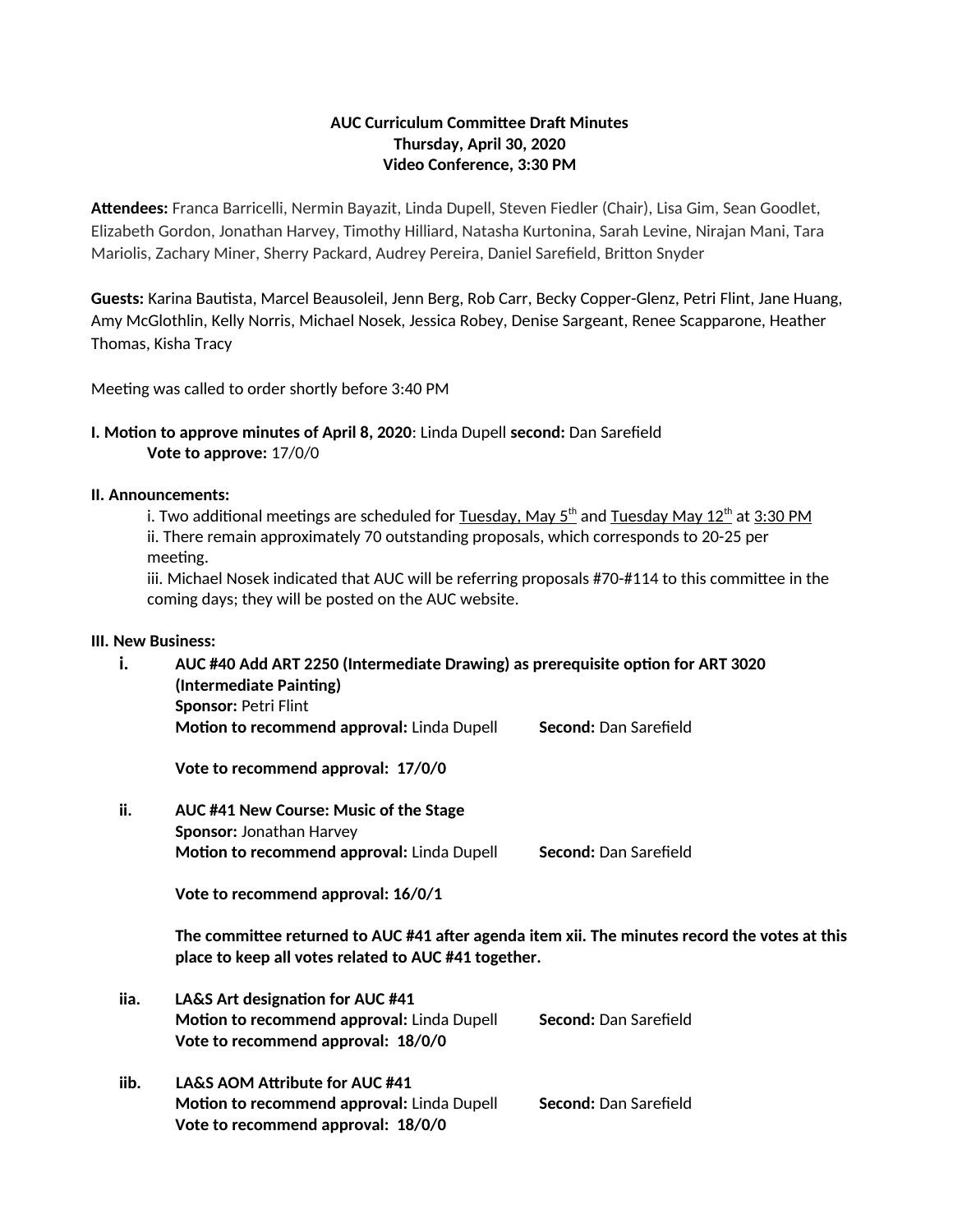**AUC Curriculum Committee Draft Minutes**
**Thursday, April 30, 2020**
**Video Conference, 3:30 PM**

**Attendees:** Franca Barricelli, Nermin Bayazit, Linda Dupell, Steven Fiedler (Chair), Lisa Gim, Sean Goodlet, Elizabeth Gordon, Jonathan Harvey, Timothy Hilliard, Natasha Kurtonina, Sarah Levine, Nirajan Mani, Tara Mariolis, Zachary Miner, Sherry Packard, Audrey Pereira, Daniel Sarefield, Britton Snyder

**Guests:** Karina Bautista, Marcel Beausoleil, Jenn Berg, Rob Carr, Becky Copper-Glenz, Petri Flint, Jane Huang, Amy McGlothlin, Kelly Norris, Michael Nosek, Jessica Robey, Denise Sargeant, Renee Scapparone, Heather Thomas, Kisha Tracy

Meeting was called to order shortly before 3:40 PM

**I. Motion to approve minutes of April 8, 2020**: Linda Dupell **second:** Dan Sarefield
**Vote to approve:** 17/0/0

**II. Announcements:**

i. Two additional meetings are scheduled for Tuesday, May 5th and Tuesday May 12th at 3:30 PM
ii. There remain approximately 70 outstanding proposals, which corresponds to 20-25 per meeting.
iii. Michael Nosek indicated that AUC will be referring proposals #70-#114 to this committee in the coming days; they will be posted on the AUC website.

**III. New Business:**

**i. AUC #40 Add ART 2250 (Intermediate Drawing) as prerequisite option for ART 3020 (Intermediate Painting)**
**Sponsor:** Petri Flint
**Motion to recommend approval:** Linda Dupell **Second:** Dan Sarefield

**Vote to recommend approval: 17/0/0**

**ii. AUC #41 New Course: Music of the Stage**
**Sponsor:** Jonathan Harvey
**Motion to recommend approval:** Linda Dupell **Second:** Dan Sarefield

**Vote to recommend approval: 16/0/1**

**The committee returned to AUC #41 after agenda item xii. The minutes record the votes at this place to keep all votes related to AUC #41 together.**

**iia. LA&S Art designation for AUC #41**
**Motion to recommend approval:** Linda Dupell **Second:** Dan Sarefield
**Vote to recommend approval: 18/0/0**

**iib. LA&S AOM Attribute for AUC #41**
**Motion to recommend approval:** Linda Dupell **Second:** Dan Sarefield
**Vote to recommend approval: 18/0/0**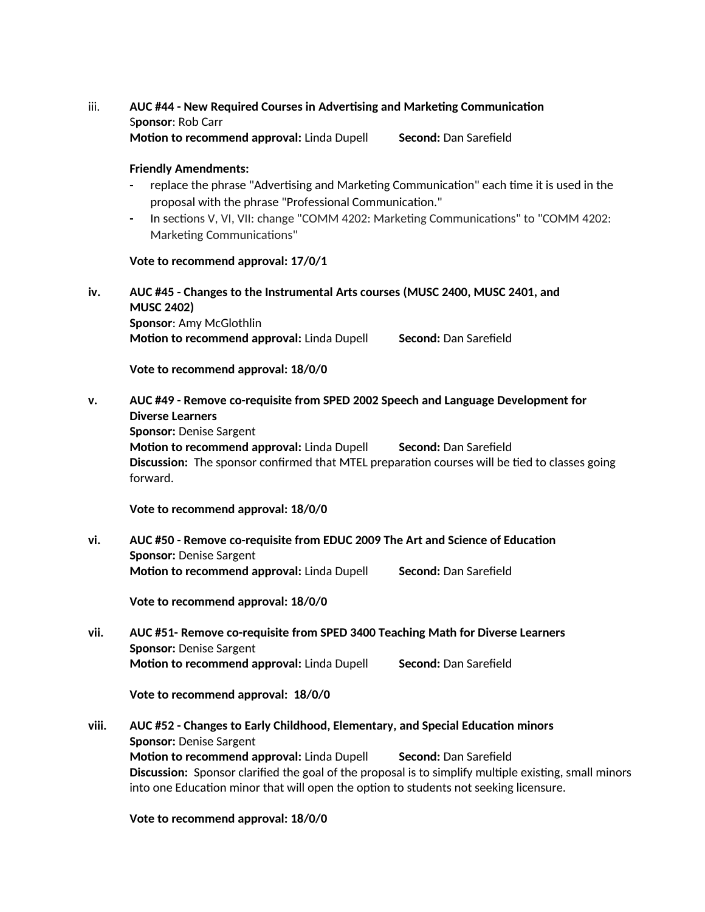iii. **AUC #44 - New Required Courses in Advertising and Marketing Communication**
**Sponsor**: Rob Carr
**Motion to recommend approval:** Linda Dupell **Second:** Dan Sarefield

**Friendly Amendments:**

- replace the phrase "Advertising and Marketing Communication" each time it is used in the proposal with the phrase "Professional Communication."
- In sections V, VI, VII: change "COMM 4202: Marketing Communications" to "COMM 4202: Marketing Communications"

**Vote to recommend approval: 17/0/1**

**iv. AUC #45 - Changes to the Instrumental Arts courses (MUSC 2400, MUSC 2401, and MUSC 2402)**
**Sponsor**: Amy McGlothlin
**Motion to recommend approval:** Linda Dupell **Second:** Dan Sarefield

**Vote to recommend approval: 18/0/0**

**v. AUC #49 - Remove co-requisite from SPED 2002 Speech and Language Development for Diverse Learners**
**Sponsor:** Denise Sargent
**Motion to recommend approval:** Linda Dupell **Second:** Dan Sarefield
**Discussion:** The sponsor confirmed that MTEL preparation courses will be tied to classes going forward.

**Vote to recommend approval: 18/0/0**

**vi. AUC #50 - Remove co-requisite from EDUC 2009 The Art and Science of Education**
**Sponsor:** Denise Sargent
**Motion to recommend approval:** Linda Dupell **Second:** Dan Sarefield

**Vote to recommend approval: 18/0/0**

**vii. AUC #51- Remove co-requisite from SPED 3400 Teaching Math for Diverse Learners**
**Sponsor:** Denise Sargent
**Motion to recommend approval:** Linda Dupell **Second:** Dan Sarefield

**Vote to recommend approval: 18/0/0**

**viii. AUC #52 - Changes to Early Childhood, Elementary, and Special Education minors**
**Sponsor:** Denise Sargent
**Motion to recommend approval:** Linda Dupell **Second:** Dan Sarefield
**Discussion:** Sponsor clarified the goal of the proposal is to simplify multiple existing, small minors into one Education minor that will open the option to students not seeking licensure.

**Vote to recommend approval: 18/0/0**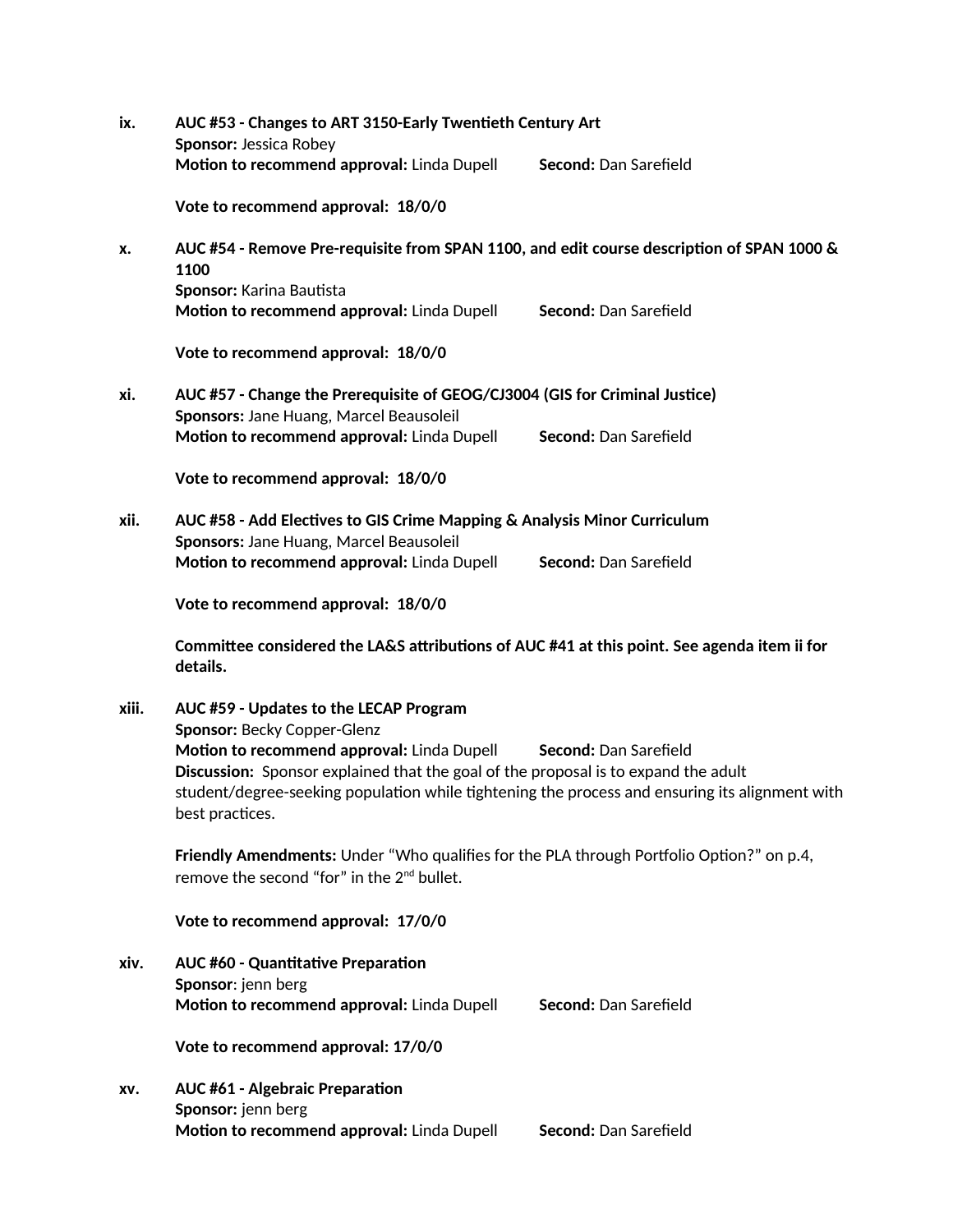ix. **AUC #53 - Changes to ART 3150-Early Twentieth Century Art**
**Sponsor:** Jessica Robey
**Motion to recommend approval:** Linda Dupell **Second:** Dan Sarefield

**Vote to recommend approval: 18/0/0**

x. **AUC #54 - Remove Pre-requisite from SPAN 1100, and edit course description of SPAN 1000 & 1100**
**Sponsor:** Karina Bautista
**Motion to recommend approval:** Linda Dupell **Second:** Dan Sarefield

**Vote to recommend approval: 18/0/0**

xi. **AUC #57 - Change the Prerequisite of GEOG/CJ3004 (GIS for Criminal Justice)**
**Sponsors:** Jane Huang, Marcel Beausoleil
**Motion to recommend approval:** Linda Dupell **Second:** Dan Sarefield

**Vote to recommend approval: 18/0/0**

xii. **AUC #58 - Add Electives to GIS Crime Mapping & Analysis Minor Curriculum**
**Sponsors:** Jane Huang, Marcel Beausoleil
**Motion to recommend approval:** Linda Dupell **Second:** Dan Sarefield

**Vote to recommend approval: 18/0/0**

**Committee considered the LA&S attributions of AUC #41 at this point. See agenda item ii for details.**

xiii. **AUC #59 - Updates to the LECAP Program**
**Sponsor:** Becky Copper-Glenz
**Motion to recommend approval:** Linda Dupell **Second:** Dan Sarefield
**Discussion:** Sponsor explained that the goal of the proposal is to expand the adult student/degree-seeking population while tightening the process and ensuring its alignment with best practices.

**Friendly Amendments:** Under "Who qualifies for the PLA through Portfolio Option?" on p.4, remove the second "for" in the 2nd bullet.

**Vote to recommend approval: 17/0/0**

xiv. **AUC #60 - Quantitative Preparation**
**Sponsor**: jenn berg
**Motion to recommend approval:** Linda Dupell **Second:** Dan Sarefield

**Vote to recommend approval: 17/0/0**

xv. **AUC #61 - Algebraic Preparation**
**Sponsor:** jenn berg
**Motion to recommend approval:** Linda Dupell **Second:** Dan Sarefield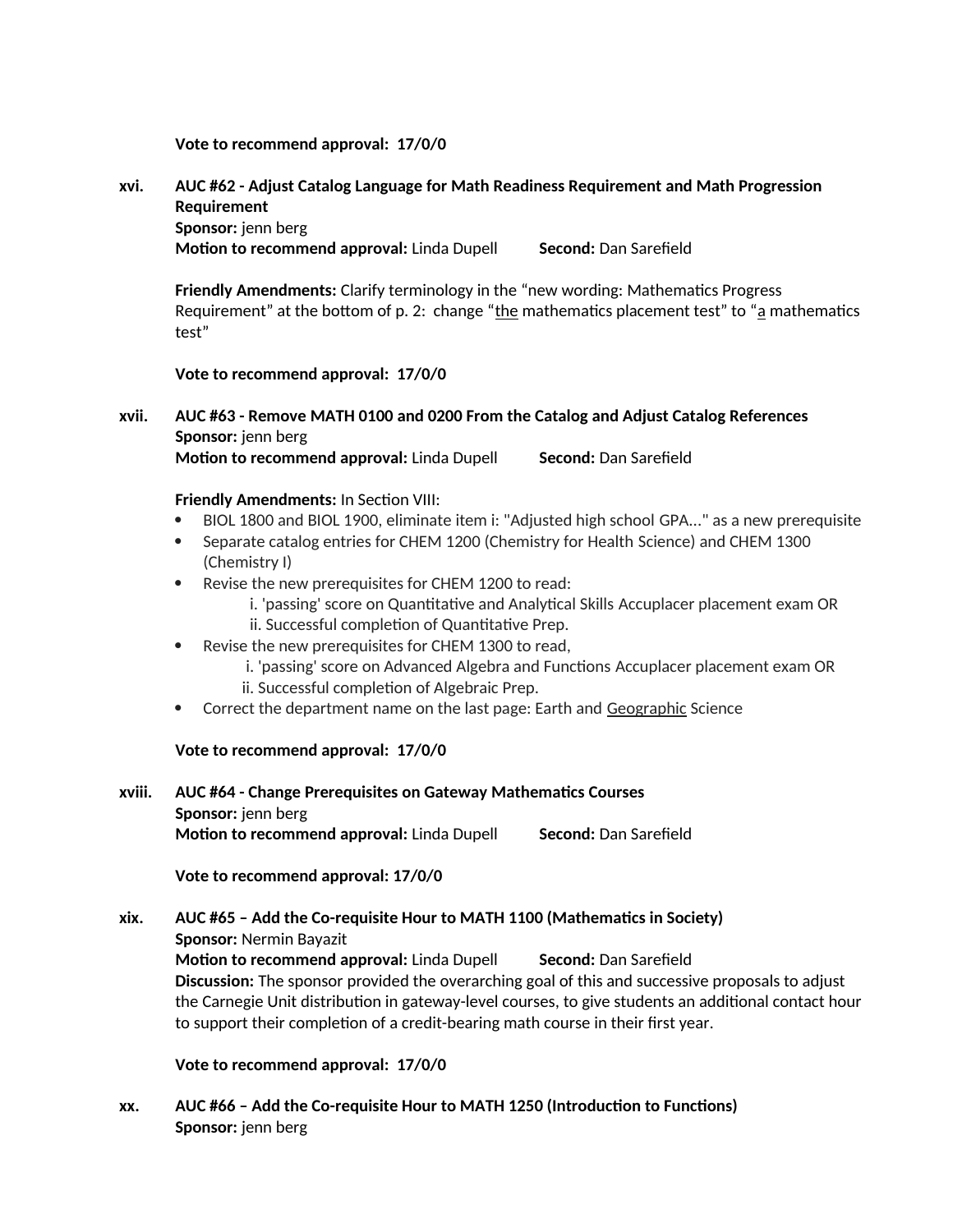**Vote to recommend approval: 17/0/0**

xvi. **AUC #62 - Adjust Catalog Language for Math Readiness Requirement and Math Progression Requirement**
**Sponsor:** jenn berg
**Motion to recommend approval:** Linda Dupell **Second:** Dan Sarefield

**Friendly Amendments:** Clarify terminology in the "new wording: Mathematics Progress Requirement" at the bottom of p. 2: change "the mathematics placement test" to "a mathematics test"

**Vote to recommend approval: 17/0/0**

xvii. **AUC #63 - Remove MATH 0100 and 0200 From the Catalog and Adjust Catalog References**
**Sponsor:** jenn berg
**Motion to recommend approval:** Linda Dupell **Second:** Dan Sarefield

**Friendly Amendments:** In Section VIII:

- BIOL 1800 and BIOL 1900, eliminate item i: "Adjusted high school GPA..." as a new prerequisite
- Separate catalog entries for CHEM 1200 (Chemistry for Health Science) and CHEM 1300 (Chemistry I)
- Revise the new prerequisites for CHEM 1200 to read:
  i. 'passing' score on Quantitative and Analytical Skills Accuplacer placement exam OR
  ii. Successful completion of Quantitative Prep.
- Revise the new prerequisites for CHEM 1300 to read,
  i. 'passing' score on Advanced Algebra and Functions Accuplacer placement exam OR
  ii. Successful completion of Algebraic Prep.
- Correct the department name on the last page: Earth and Geographic Science

**Vote to recommend approval: 17/0/0**

xviii. **AUC #64 - Change Prerequisites on Gateway Mathematics Courses**
**Sponsor:** jenn berg
**Motion to recommend approval:** Linda Dupell **Second:** Dan Sarefield

**Vote to recommend approval: 17/0/0**

xix. **AUC #65 – Add the Co-requisite Hour to MATH 1100 (Mathematics in Society)**
**Sponsor:** Nermin Bayazit
**Motion to recommend approval:** Linda Dupell **Second:** Dan Sarefield
**Discussion:** The sponsor provided the overarching goal of this and successive proposals to adjust the Carnegie Unit distribution in gateway-level courses, to give students an additional contact hour to support their completion of a credit-bearing math course in their first year.

**Vote to recommend approval: 17/0/0**

xx. **AUC #66 – Add the Co-requisite Hour to MATH 1250 (Introduction to Functions)**
**Sponsor:** jenn berg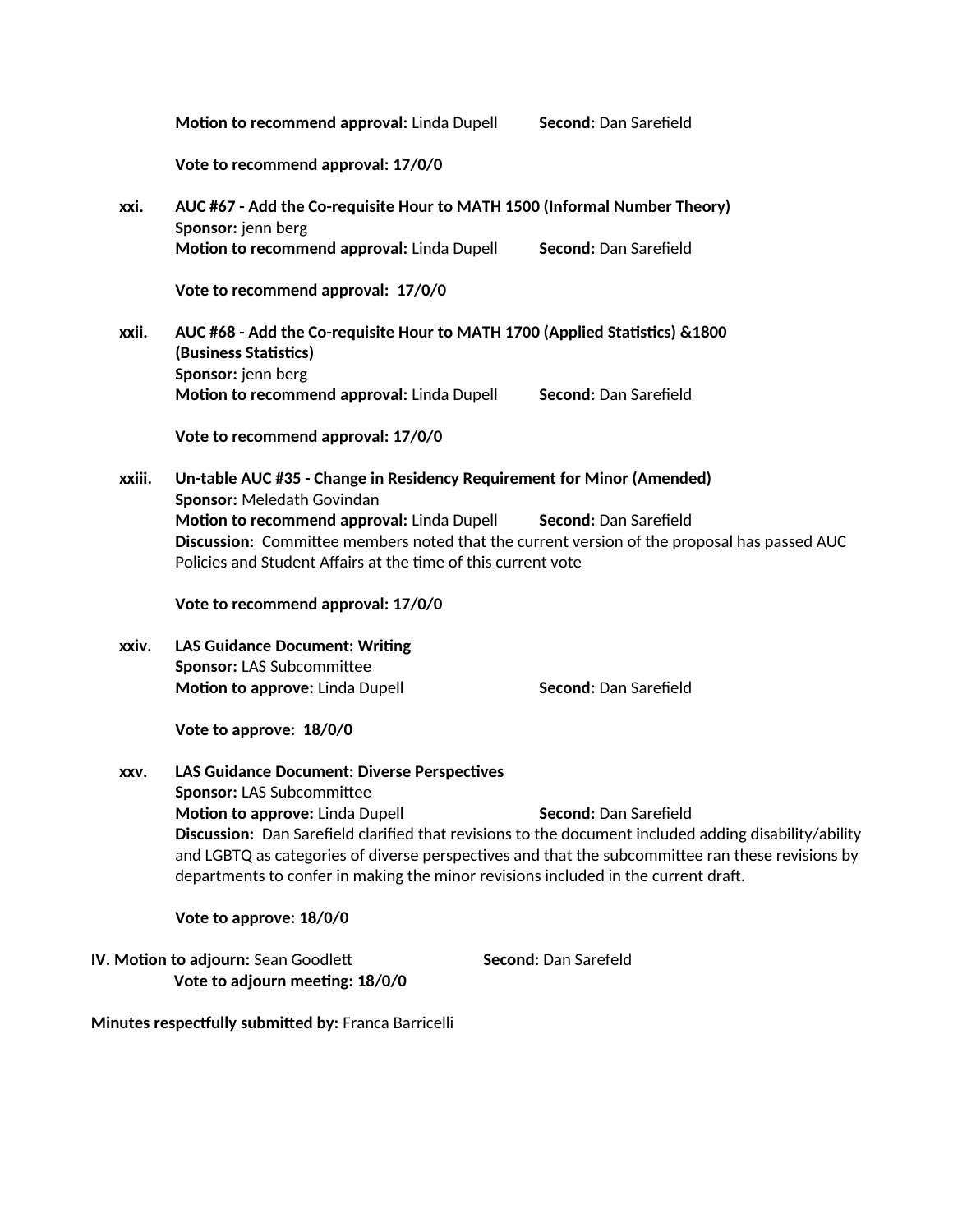**Motion to recommend approval:** Linda Dupell **Second:** Dan Sarefield

**Vote to recommend approval: 17/0/0**

xxi. **AUC #67 - Add the Co-requisite Hour to MATH 1500 (Informal Number Theory)**
**Sponsor:** jenn berg
**Motion to recommend approval:** Linda Dupell **Second:** Dan Sarefield

**Vote to recommend approval: 17/0/0**

xxii. **AUC #68 - Add the Co-requisite Hour to MATH 1700 (Applied Statistics) &1800 (Business Statistics)**
**Sponsor:** jenn berg
**Motion to recommend approval:** Linda Dupell **Second:** Dan Sarefield

**Vote to recommend approval: 17/0/0**

xxiii. **Un-table AUC #35 - Change in Residency Requirement for Minor (Amended)**
**Sponsor:** Meledath Govindan
**Motion to recommend approval:** Linda Dupell **Second:** Dan Sarefield
**Discussion:** Committee members noted that the current version of the proposal has passed AUC Policies and Student Affairs at the time of this current vote

**Vote to recommend approval: 17/0/0**

xxiv. **LAS Guidance Document: Writing**
**Sponsor:** LAS Subcommittee
**Motion to approve:** Linda Dupell **Second:** Dan Sarefield

**Vote to approve: 18/0/0**

xxv. **LAS Guidance Document: Diverse Perspectives**
**Sponsor:** LAS Subcommittee
**Motion to approve:** Linda Dupell **Second:** Dan Sarefield
**Discussion:** Dan Sarefield clarified that revisions to the document included adding disability/ability and LGBTQ as categories of diverse perspectives and that the subcommittee ran these revisions by departments to confer in making the minor revisions included in the current draft.

**Vote to approve: 18/0/0**

**IV. Motion to adjourn:** Sean Goodlett **Second:** Dan Sarefeld
**Vote to adjourn meeting: 18/0/0**

**Minutes respectfully submitted by:** Franca Barricelli